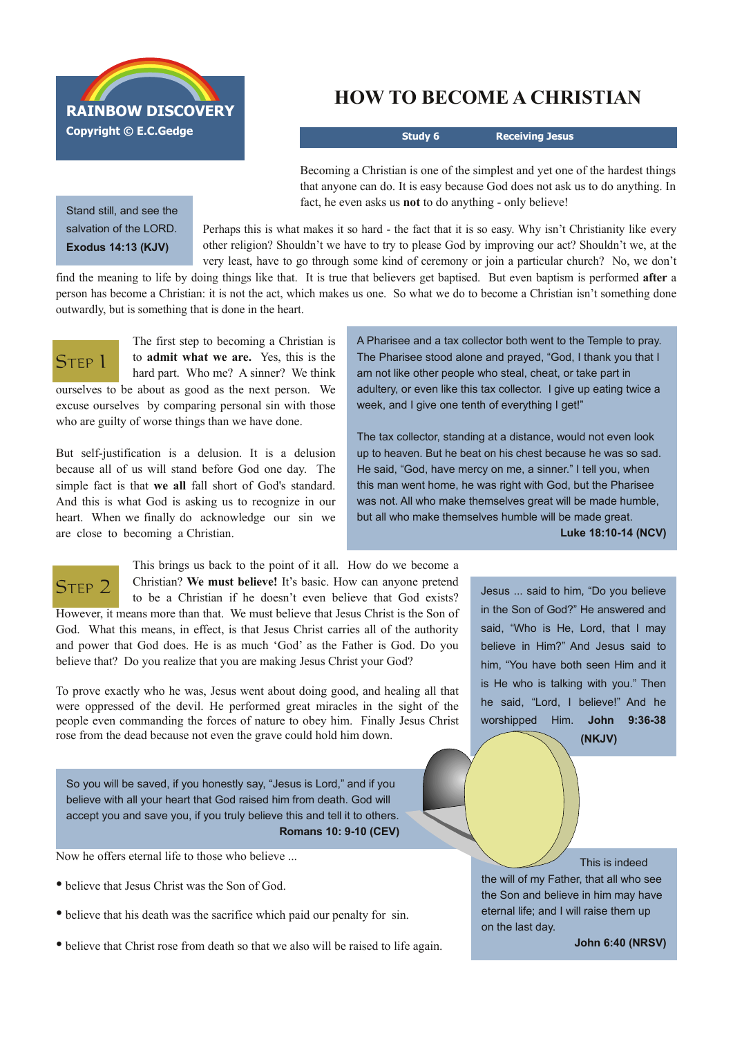**RAINBOW DISCOVERY**
**Copyright © E.C.Gedge**

# HOW TO BECOME A CHRISTIAN

**Study 6** **Receiving Jesus**

> Stand still, and see the salvation of the LORD.
> **Exodus 14:13 (KJV)**

Becoming a Christian is one of the simplest and yet one of the hardest things that anyone can do. It is easy because God does not ask us to do anything. In fact, he even asks us **not** to do anything - only believe!

Perhaps this is what makes it so hard - the fact that it is so easy. Why isn't Christianity like every other religion? Shouldn't we have to try to please God by improving our act? Shouldn't we, at the very least, have to go through some kind of ceremony or join a particular church? No, we don't find the meaning to life by doing things like that. It is true that believers get baptised. But even baptism is performed **after** a person has become a Christian: it is not the act, which makes us one. So what we do to become a Christian isn't something done outwardly, but is something that is done in the heart.

## Step 1

The first step to becoming a Christian is to **admit what we are.** Yes, this is the hard part. Who me? A sinner? We think ourselves to be about as good as the next person. We excuse ourselves by comparing personal sin with those who are guilty of worse things than we have done.

But self-justification is a delusion. It is a delusion because all of us will stand before God one day. The simple fact is that **we all** fall short of God's standard. And this is what God is asking us to recognize in our heart. When we finally do acknowledge our sin we are close to becoming a Christian.

> A Pharisee and a tax collector both went to the Temple to pray. The Pharisee stood alone and prayed, "God, I thank you that I am not like other people who steal, cheat, or take part in adultery, or even like this tax collector. I give up eating twice a week, and I give one tenth of everything I get!"
>
> The tax collector, standing at a distance, would not even look up to heaven. But he beat on his chest because he was so sad. He said, "God, have mercy on me, a sinner." I tell you, when this man went home, he was right with God, but the Pharisee was not. All who make themselves great will be made humble, but all who make themselves humble will be made great.
> **Luke 18:10-14 (NCV)**

## Step 2

This brings us back to the point of it all. How do we become a Christian? **We must believe!** It's basic. How can anyone pretend to be a Christian if he doesn't even believe that God exists? However, it means more than that. We must believe that Jesus Christ is the Son of God. What this means, in effect, is that Jesus Christ carries all of the authority and power that God does. He is as much 'God' as the Father is God. Do you believe that? Do you realize that you are making Jesus Christ your God?

To prove exactly who he was, Jesus went about doing good, and healing all that were oppressed of the devil. He performed great miracles in the sight of the people even commanding the forces of nature to obey him. Finally Jesus Christ rose from the dead because not even the grave could hold him down.

> Jesus ... said to him, "Do you believe in the Son of God?" He answered and said, "Who is He, Lord, that I may believe in Him?" And Jesus said to him, "You have both seen Him and it is He who is talking with you." Then he said, "Lord, I believe!" And he worshipped Him. **John 9:36-38 (NKJV)**

> So you will be saved, if you honestly say, "Jesus is Lord," and if you believe with all your heart that God raised him from death. God will accept you and save you, if you truly believe this and tell it to others.
> **Romans 10: 9-10 (CEV)**

Now he offers eternal life to those who believe ...

- believe that Jesus Christ was the Son of God.
- believe that his death was the sacrifice which paid our penalty for sin.
- believe that Christ rose from death so that we also will be raised to life again.

> This is indeed the will of my Father, that all who see the Son and believe in him may have eternal life; and I will raise them up on the last day.
> **John 6:40 (NRSV)**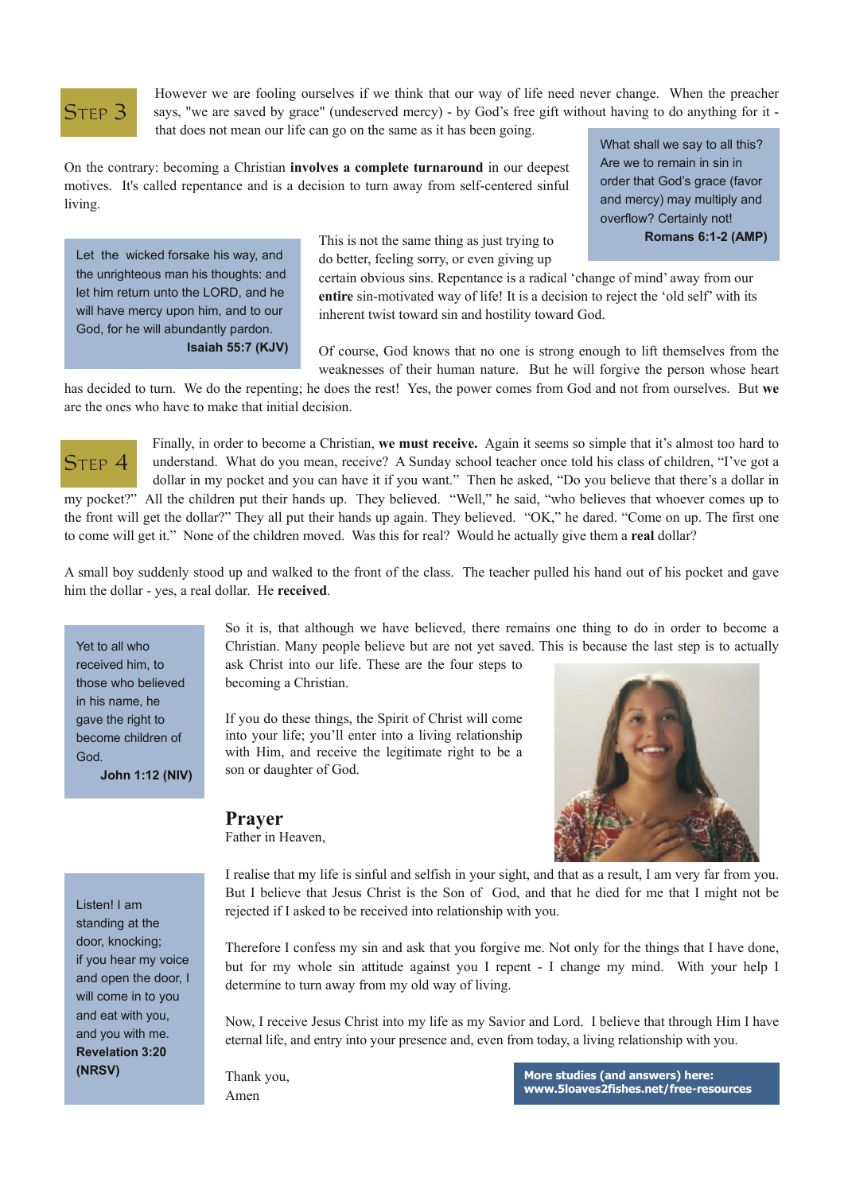## STEP 3

However we are fooling ourselves if we think that our way of life need never change. When the preacher says, "we are saved by grace" (undeserved mercy) - by God's free gift without having to do anything for it - that does not mean our life can go on the same as it has been going.

> What shall we say to all this? Are we to remain in sin in order that God's grace (favor and mercy) may multiply and overflow? Certainly not!
> **Romans 6:1-2 (AMP)**

On the contrary: becoming a Christian **involves a complete turnaround** in our deepest motives. It's called repentance and is a decision to turn away from self-centered sinful living.

> Let the wicked forsake his way, and the unrighteous man his thoughts: and let him return unto the LORD, and he will have mercy upon him, and to our God, for he will abundantly pardon.
> **Isaiah 55:7 (KJV)**

This is not the same thing as just trying to do better, feeling sorry, or even giving up certain obvious sins. Repentance is a radical 'change of mind' away from our **entire** sin-motivated way of life! It is a decision to reject the 'old self' with its inherent twist toward sin and hostility toward God.

Of course, God knows that no one is strong enough to lift themselves from the weaknesses of their human nature. But he will forgive the person whose heart has decided to turn. We do the repenting; he does the rest! Yes, the power comes from God and not from ourselves. But **we** are the ones who have to make that initial decision.

## STEP 4

Finally, in order to become a Christian, **we must receive.** Again it seems so simple that it's almost too hard to understand. What do you mean, receive? A Sunday school teacher once told his class of children, "I've got a dollar in my pocket and you can have it if you want." Then he asked, "Do you believe that there's a dollar in my pocket?" All the children put their hands up. They believed. "Well," he said, "who believes that whoever comes up to the front will get the dollar?" They all put their hands up again. They believed. "OK," he dared. "Come on up. The first one to come will get it." None of the children moved. Was this for real? Would he actually give them a **real** dollar?

A small boy suddenly stood up and walked to the front of the class. The teacher pulled his hand out of his pocket and gave him the dollar - yes, a real dollar. He **received**.

> Yet to all who received him, to those who believed in his name, he gave the right to become children of God.
> **John 1:12 (NIV)**

So it is, that although we have believed, there remains one thing to do in order to become a Christian. Many people believe but are not yet saved. This is because the last step is to actually ask Christ into our life. These are the four steps to becoming a Christian.

If you do these things, the Spirit of Christ will come into your life; you'll enter into a living relationship with Him, and receive the legitimate right to be a son or daughter of God.

## Prayer

Father in Heaven,

I realise that my life is sinful and selfish in your sight, and that as a result, I am very far from you. But I believe that Jesus Christ is the Son of God, and that he died for me that I might not be rejected if I asked to be received into relationship with you.

Therefore I confess my sin and ask that you forgive me. Not only for the things that I have done, but for my whole sin attitude against you I repent - I change my mind. With your help I determine to turn away from my old way of living.

Now, I receive Jesus Christ into my life as my Savior and Lord. I believe that through Him I have eternal life, and entry into your presence and, even from today, a living relationship with you.

Thank you,
Amen

> Listen! I am standing at the door, knocking; if you hear my voice and open the door, I will come in to you and eat with you, and you with me.
> **Revelation 3:20 (NRSV)**

**More studies (and answers) here: www.5loaves2fishes.net/free-resources**